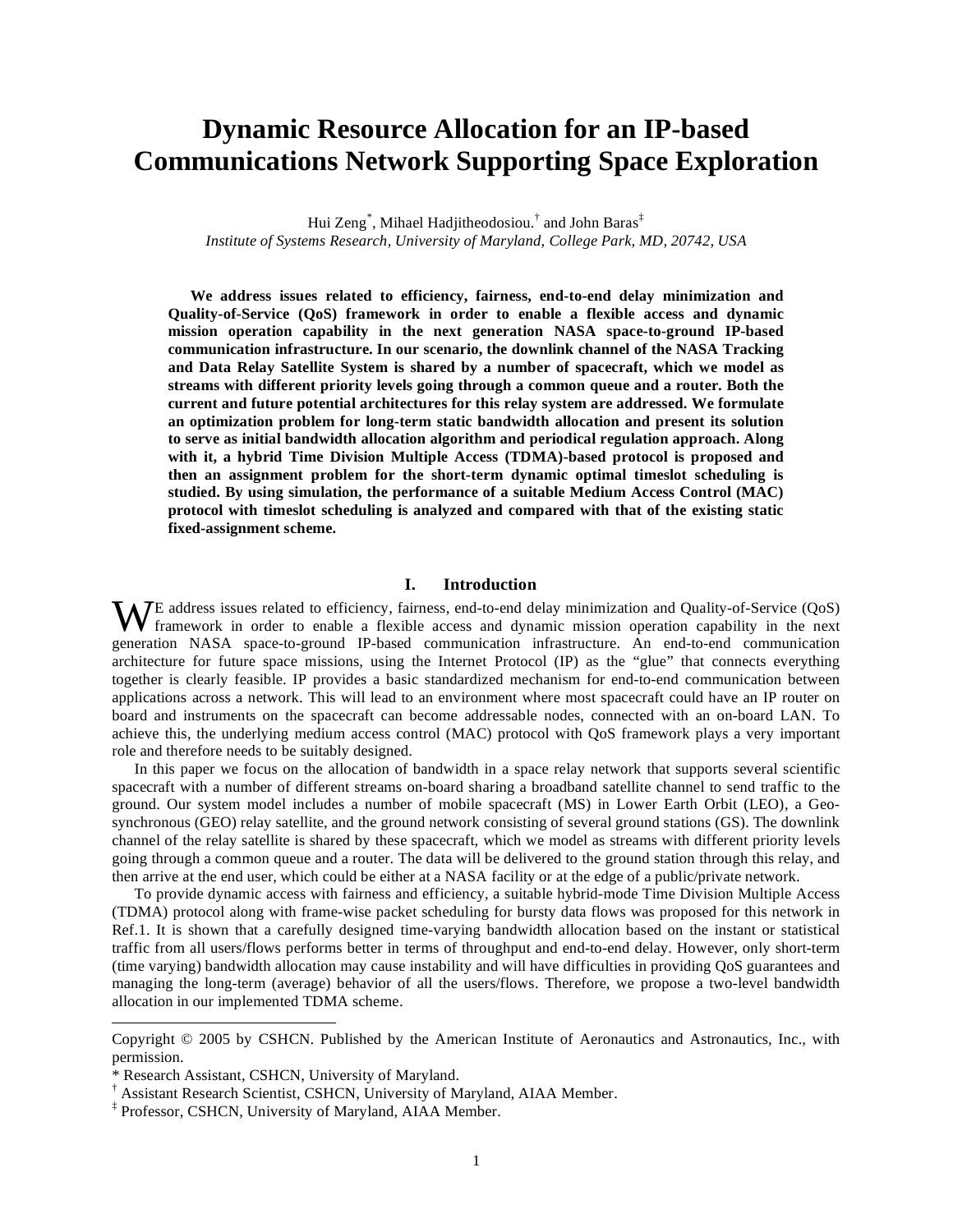# Dynamic Resource Allocation for an IP-based Communications Network Supporting Space Exploration

Hui Zeng[*], Mihael Hadjitheodosiou.[†] and John Baras[‡]

*Institute of Systems Research, University of Maryland, College Park, MD, 20742, USA*

**We address issues related to efficiency, fairness, end-to-end delay minimization and Quality-of-Service (QoS) framework in order to enable a flexible access and dynamic mission operation capability in the next generation NASA space-to-ground IP-based communication infrastructure. In our scenario, the downlink channel of the NASA Tracking and Data Relay Satellite System is shared by a number of spacecraft, which we model as streams with different priority levels going through a common queue and a router. Both the current and future potential architectures for this relay system are addressed. We formulate an optimization problem for long-term static bandwidth allocation and present its solution to serve as initial bandwidth allocation algorithm and periodical regulation approach. Along with it, a hybrid Time Division Multiple Access (TDMA)-based protocol is proposed and then an assignment problem for the short-term dynamic optimal timeslot scheduling is studied. By using simulation, the performance of a suitable Medium Access Control (MAC) protocol with timeslot scheduling is analyzed and compared with that of the existing static fixed-assignment scheme.**

## I. Introduction

WE address issues related to efficiency, fairness, end-to-end delay minimization and Quality-of-Service (QoS) framework in order to enable a flexible access and dynamic mission operation capability in the next generation NASA space-to-ground IP-based communication infrastructure. An end-to-end communication architecture for future space missions, using the Internet Protocol (IP) as the "glue" that connects everything together is clearly feasible. IP provides a basic standardized mechanism for end-to-end communication between applications across a network. This will lead to an environment where most spacecraft could have an IP router on board and instruments on the spacecraft can become addressable nodes, connected with an on-board LAN. To achieve this, the underlying medium access control (MAC) protocol with QoS framework plays a very important role and therefore needs to be suitably designed.

In this paper we focus on the allocation of bandwidth in a space relay network that supports several scientific spacecraft with a number of different streams on-board sharing a broadband satellite channel to send traffic to the ground. Our system model includes a number of mobile spacecraft (MS) in Lower Earth Orbit (LEO), a Geo-synchronous (GEO) relay satellite, and the ground network consisting of several ground stations (GS). The downlink channel of the relay satellite is shared by these spacecraft, which we model as streams with different priority levels going through a common queue and a router. The data will be delivered to the ground station through this relay, and then arrive at the end user, which could be either at a NASA facility or at the edge of a public/private network.

To provide dynamic access with fairness and efficiency, a suitable hybrid-mode Time Division Multiple Access (TDMA) protocol along with frame-wise packet scheduling for bursty data flows was proposed for this network in Ref.1. It is shown that a carefully designed time-varying bandwidth allocation based on the instant or statistical traffic from all users/flows performs better in terms of throughput and end-to-end delay. However, only short-term (time varying) bandwidth allocation may cause instability and will have difficulties in providing QoS guarantees and managing the long-term (average) behavior of all the users/flows. Therefore, we propose a two-level bandwidth allocation in our implemented TDMA scheme.

---

Copyright © 2005 by CSHCN. Published by the American Institute of Aeronautics and Astronautics, Inc., with permission.

[*] Research Assistant, CSHCN, University of Maryland.

[†] Assistant Research Scientist, CSHCN, University of Maryland, AIAA Member.

[‡] Professor, CSHCN, University of Maryland, AIAA Member.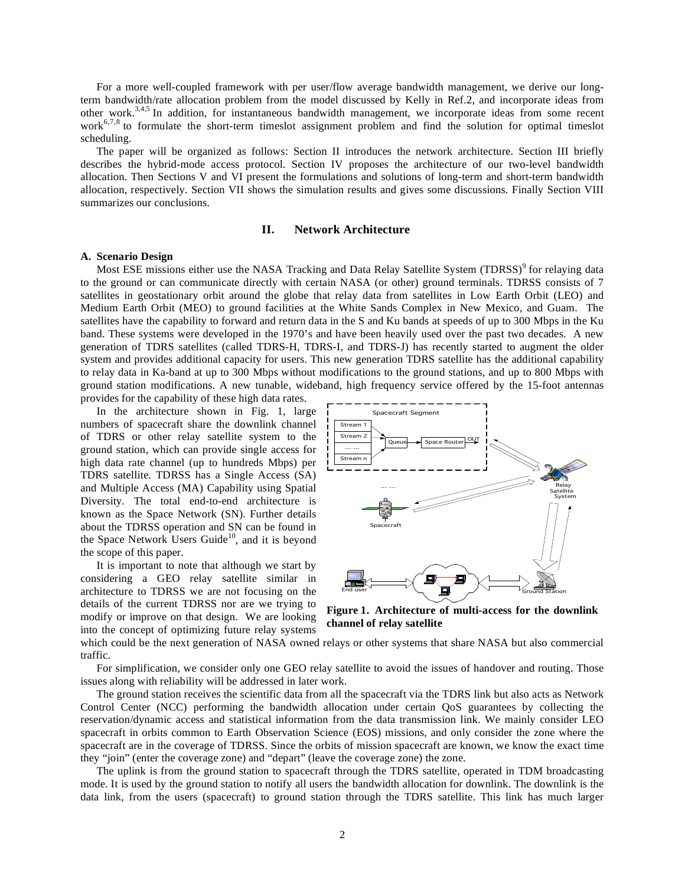For a more well-coupled framework with per user/flow average bandwidth management, we derive our long-term bandwidth/rate allocation problem from the model discussed by Kelly in Ref.2, and incorporate ideas from other work.[3,4,5] In addition, for instantaneous bandwidth management, we incorporate ideas from some recent work[6,7,8] to formulate the short-term timeslot assignment problem and find the solution for optimal timeslot scheduling.

The paper will be organized as follows: Section II introduces the network architecture. Section III briefly describes the hybrid-mode access protocol. Section IV proposes the architecture of our two-level bandwidth allocation. Then Sections V and VI present the formulations and solutions of long-term and short-term bandwidth allocation, respectively. Section VII shows the simulation results and gives some discussions. Finally Section VIII summarizes our conclusions.

## II. Network Architecture

### A. Scenario Design

Most ESE missions either use the NASA Tracking and Data Relay Satellite System (TDRSS)[9] for relaying data to the ground or can communicate directly with certain NASA (or other) ground terminals. TDRSS consists of 7 satellites in geostationary orbit around the globe that relay data from satellites in Low Earth Orbit (LEO) and Medium Earth Orbit (MEO) to ground facilities at the White Sands Complex in New Mexico, and Guam. The satellites have the capability to forward and return data in the S and Ku bands at speeds of up to 300 Mbps in the Ku band. These systems were developed in the 1970's and have been heavily used over the past two decades. A new generation of TDRS satellites (called TDRS-H, TDRS-I, and TDRS-J) has recently started to augment the older system and provides additional capacity for users. This new generation TDRS satellite has the additional capability to relay data in Ka-band at up to 300 Mbps without modifications to the ground stations, and up to 800 Mbps with ground station modifications. A new tunable, wideband, high frequency service offered by the 15-foot antennas provides for the capability of these high data rates.

In the architecture shown in Fig. 1, large numbers of spacecraft share the downlink channel of TDRS or other relay satellite system to the ground station, which can provide single access for high data rate channel (up to hundreds Mbps) per TDRS satellite. TDRSS has a Single Access (SA) and Multiple Access (MA) Capability using Spatial Diversity. The total end-to-end architecture is known as the Space Network (SN). Further details about the TDRSS operation and SN can be found in the Space Network Users Guide[10], and it is beyond the scope of this paper.

It is important to note that although we start by considering a GEO relay satellite similar in architecture to TDRSS we are not focusing on the details of the current TDRSS nor are we trying to modify or improve on that design. We are looking into the concept of optimizing future relay systems which could be the next generation of NASA owned relays or other systems that share NASA but also commercial traffic.

**Figure 1. Architecture of multi-access for the downlink channel of relay satellite**

For simplification, we consider only one GEO relay satellite to avoid the issues of handover and routing. Those issues along with reliability will be addressed in later work.

The ground station receives the scientific data from all the spacecraft via the TDRS link but also acts as Network Control Center (NCC) performing the bandwidth allocation under certain QoS guarantees by collecting the reservation/dynamic access and statistical information from the data transmission link. We mainly consider LEO spacecraft in orbits common to Earth Observation Science (EOS) missions, and only consider the zone where the spacecraft are in the coverage of TDRSS. Since the orbits of mission spacecraft are known, we know the exact time they "join" (enter the coverage zone) and "depart" (leave the coverage zone) the zone.

The uplink is from the ground station to spacecraft through the TDRS satellite, operated in TDM broadcasting mode. It is used by the ground station to notify all users the bandwidth allocation for downlink. The downlink is the data link, from the users (spacecraft) to ground station through the TDRS satellite. This link has much larger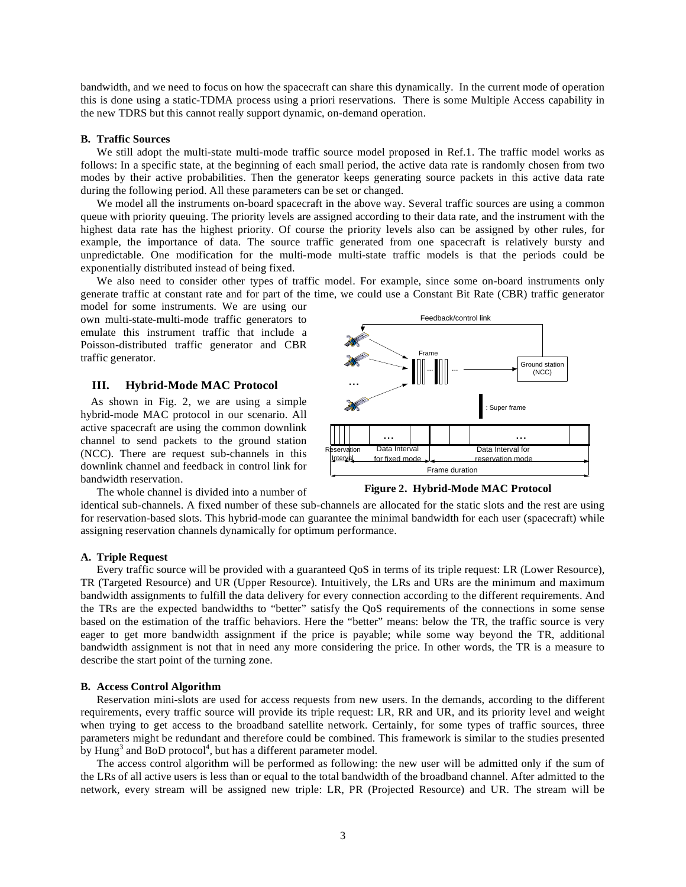bandwidth, and we need to focus on how the spacecraft can share this dynamically. In the current mode of operation this is done using a static-TDMA process using a priori reservations. There is some Multiple Access capability in the new TDRS but this cannot really support dynamic, on-demand operation.

### B. Traffic Sources

We still adopt the multi-state multi-mode traffic source model proposed in Ref.1. The traffic model works as follows: In a specific state, at the beginning of each small period, the active data rate is randomly chosen from two modes by their active probabilities. Then the generator keeps generating source packets in this active data rate during the following period. All these parameters can be set or changed.

We model all the instruments on-board spacecraft in the above way. Several traffic sources are using a common queue with priority queuing. The priority levels are assigned according to their data rate, and the instrument with the highest data rate has the highest priority. Of course the priority levels also can be assigned by other rules, for example, the importance of data. The source traffic generated from one spacecraft is relatively bursty and unpredictable. One modification for the multi-mode multi-state traffic models is that the periods could be exponentially distributed instead of being fixed.

We also need to consider other types of traffic model. For example, since some on-board instruments only generate traffic at constant rate and for part of the time, we could use a Constant Bit Rate (CBR) traffic generator model for some instruments. We are using our own multi-state-multi-mode traffic generators to emulate this instrument traffic that include a Poisson-distributed traffic generator and CBR traffic generator.

## III. Hybrid-Mode MAC Protocol

As shown in Fig. 2, we are using a simple hybrid-mode MAC protocol in our scenario. All active spacecraft are using the common downlink channel to send packets to the ground station (NCC). There are request sub-channels in this downlink channel and feedback in control link for bandwidth reservation.

**Figure 2. Hybrid-Mode MAC Protocol**

The whole channel is divided into a number of identical sub-channels. A fixed number of these sub-channels are allocated for the static slots and the rest are using for reservation-based slots. This hybrid-mode can guarantee the minimal bandwidth for each user (spacecraft) while assigning reservation channels dynamically for optimum performance.

### A. Triple Request

Every traffic source will be provided with a guaranteed QoS in terms of its triple request: LR (Lower Resource), TR (Targeted Resource) and UR (Upper Resource). Intuitively, the LRs and URs are the minimum and maximum bandwidth assignments to fulfill the data delivery for every connection according to the different requirements. And the TRs are the expected bandwidths to "better" satisfy the QoS requirements of the connections in some sense based on the estimation of the traffic behaviors. Here the "better" means: below the TR, the traffic source is very eager to get more bandwidth assignment if the price is payable; while some way beyond the TR, additional bandwidth assignment is not that in need any more considering the price. In other words, the TR is a measure to describe the start point of the turning zone.

### B. Access Control Algorithm

Reservation mini-slots are used for access requests from new users. In the demands, according to the different requirements, every traffic source will provide its triple request: LR, RR and UR, and its priority level and weight when trying to get access to the broadband satellite network. Certainly, for some types of traffic sources, three parameters might be redundant and therefore could be combined. This framework is similar to the studies presented by Hung[3] and BoD protocol[4], but has a different parameter model.

The access control algorithm will be performed as following: the new user will be admitted only if the sum of the LRs of all active users is less than or equal to the total bandwidth of the broadband channel. After admitted to the network, every stream will be assigned new triple: LR, PR (Projected Resource) and UR. The stream will be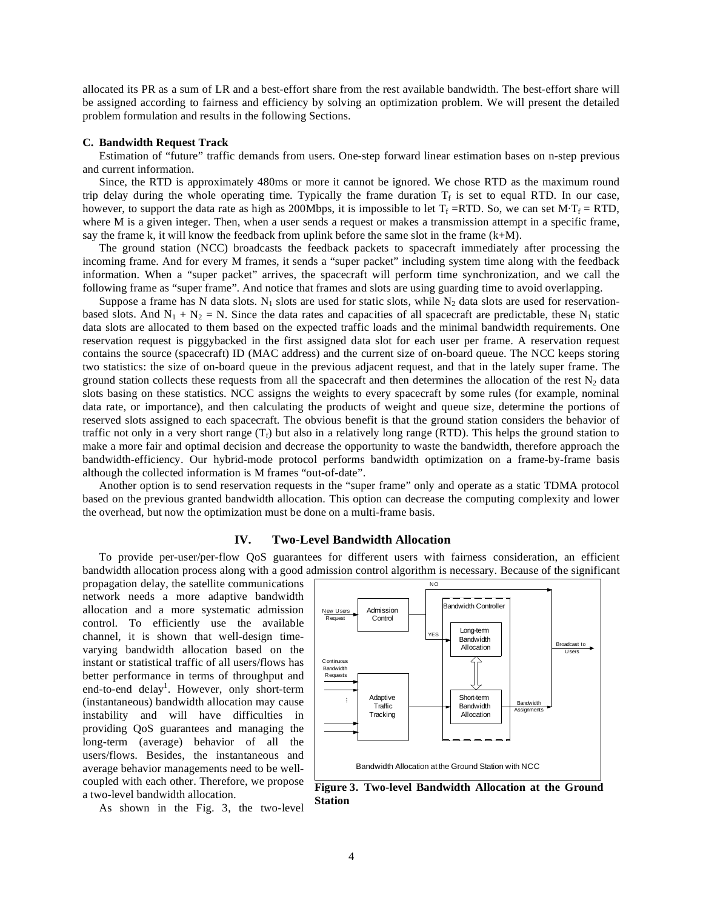allocated its PR as a sum of LR and a best-effort share from the rest available bandwidth. The best-effort share will be assigned according to fairness and efficiency by solving an optimization problem. We will present the detailed problem formulation and results in the following Sections.

### C. Bandwidth Request Track

Estimation of "future" traffic demands from users. One-step forward linear estimation bases on n-step previous and current information.

Since, the RTD is approximately 480ms or more it cannot be ignored. We chose RTD as the maximum round trip delay during the whole operating time. Typically the frame duration $T_f$ is set to equal RTD. In our case, however, to support the data rate as high as 200Mbps, it is impossible to let $T_f$ =RTD. So, we can set $M \cdot T_f$ = RTD, where M is a given integer. Then, when a user sends a request or makes a transmission attempt in a specific frame, say the frame k, it will know the feedback from uplink before the same slot in the frame (k+M).

The ground station (NCC) broadcasts the feedback packets to spacecraft immediately after processing the incoming frame. And for every M frames, it sends a "super packet" including system time along with the feedback information. When a "super packet" arrives, the spacecraft will perform time synchronization, and we call the following frame as "super frame". And notice that frames and slots are using guarding time to avoid overlapping.

Suppose a frame has N data slots. $N_1$ slots are used for static slots, while $N_2$ data slots are used for reservation-based slots. And $N_1 + N_2 = N$. Since the data rates and capacities of all spacecraft are predictable, these $N_1$ static data slots are allocated to them based on the expected traffic loads and the minimal bandwidth requirements. One reservation request is piggybacked in the first assigned data slot for each user per frame. A reservation request contains the source (spacecraft) ID (MAC address) and the current size of on-board queue. The NCC keeps storing two statistics: the size of on-board queue in the previous adjacent request, and that in the lately super frame. The ground station collects these requests from all the spacecraft and then determines the allocation of the rest $N_2$ data slots basing on these statistics. NCC assigns the weights to every spacecraft by some rules (for example, nominal data rate, or importance), and then calculating the products of weight and queue size, determine the portions of reserved slots assigned to each spacecraft. The obvious benefit is that the ground station considers the behavior of traffic not only in a very short range ($T_f$) but also in a relatively long range (RTD). This helps the ground station to make a more fair and optimal decision and decrease the opportunity to waste the bandwidth, therefore approach the bandwidth-efficiency. Our hybrid-mode protocol performs bandwidth optimization on a frame-by-frame basis although the collected information is M frames "out-of-date".

Another option is to send reservation requests in the "super frame" only and operate as a static TDMA protocol based on the previous granted bandwidth allocation. This option can decrease the computing complexity and lower the overhead, but now the optimization must be done on a multi-frame basis.

## IV. Two-Level Bandwidth Allocation

To provide per-user/per-flow QoS guarantees for different users with fairness consideration, an efficient bandwidth allocation process along with a good admission control algorithm is necessary. Because of the significant propagation delay, the satellite communications network needs a more adaptive bandwidth allocation and a more systematic admission control. To efficiently use the available channel, it is shown that well-design time-varying bandwidth allocation based on the instant or statistical traffic of all users/flows has better performance in terms of throughput and end-to-end delay[1]. However, only short-term (instantaneous) bandwidth allocation may cause instability and will have difficulties in providing QoS guarantees and managing the long-term (average) behavior of all the users/flows. Besides, the instantaneous and average behavior managements need to be well-coupled with each other. Therefore, we propose a two-level bandwidth allocation.

**Figure 3. Two-level Bandwidth Allocation at the Ground Station**

As shown in the Fig. 3, the two-level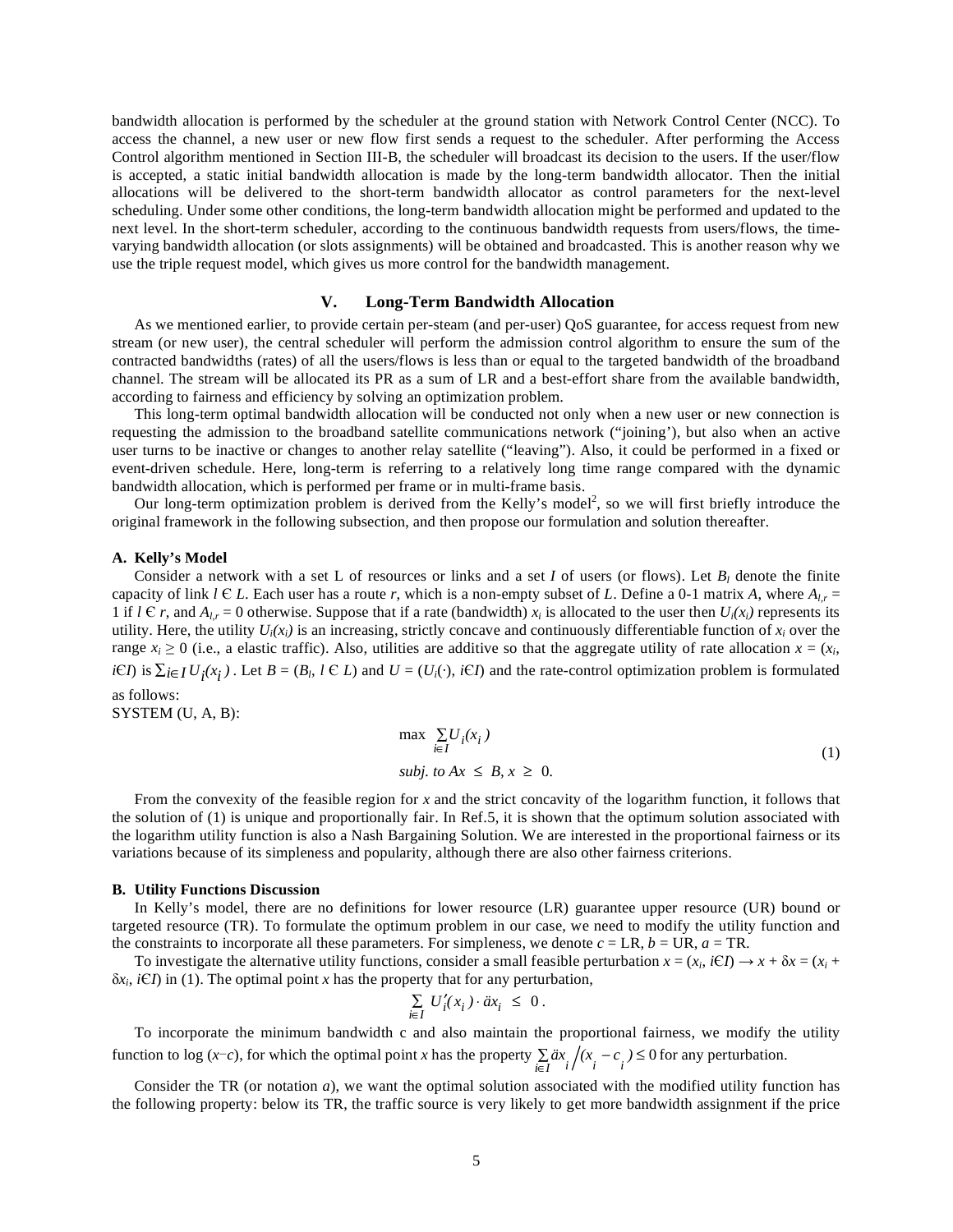bandwidth allocation is performed by the scheduler at the ground station with Network Control Center (NCC). To access the channel, a new user or new flow first sends a request to the scheduler. After performing the Access Control algorithm mentioned in Section III-B, the scheduler will broadcast its decision to the users. If the user/flow is accepted, a static initial bandwidth allocation is made by the long-term bandwidth allocator. Then the initial allocations will be delivered to the short-term bandwidth allocator as control parameters for the next-level scheduling. Under some other conditions, the long-term bandwidth allocation might be performed and updated to the next level. In the short-term scheduler, according to the continuous bandwidth requests from users/flows, the time-varying bandwidth allocation (or slots assignments) will be obtained and broadcasted. This is another reason why we use the triple request model, which gives us more control for the bandwidth management.

## V. Long-Term Bandwidth Allocation

As we mentioned earlier, to provide certain per-steam (and per-user) QoS guarantee, for access request from new stream (or new user), the central scheduler will perform the admission control algorithm to ensure the sum of the contracted bandwidths (rates) of all the users/flows is less than or equal to the targeted bandwidth of the broadband channel. The stream will be allocated its PR as a sum of LR and a best-effort share from the available bandwidth, according to fairness and efficiency by solving an optimization problem.

This long-term optimal bandwidth allocation will be conducted not only when a new user or new connection is requesting the admission to the broadband satellite communications network ("joining'), but also when an active user turns to be inactive or changes to another relay satellite ("leaving"). Also, it could be performed in a fixed or event-driven schedule. Here, long-term is referring to a relatively long time range compared with the dynamic bandwidth allocation, which is performed per frame or in multi-frame basis.

Our long-term optimization problem is derived from the Kelly's model[2], so we will first briefly introduce the original framework in the following subsection, and then propose our formulation and solution thereafter.

### A. Kelly's Model

Consider a network with a set L of resources or links and a set $I$ of users (or flows). Let $B_l$ denote the finite capacity of link $l \in L$. Each user has a route $r$, which is a non-empty subset of $L$. Define a 0-1 matrix $A$, where $A_{l,r} = 1$ if $l \in r$, and $A_{l,r} = 0$ otherwise. Suppose that if a rate (bandwidth) $x_i$ is allocated to the user then $U_i(x_i)$ represents its utility. Here, the utility $U_i(x_i)$ is an increasing, strictly concave and continuously differentiable function of $x_i$ over the range $x_i \geq 0$ (i.e., a elastic traffic). Also, utilities are additive so that the aggregate utility of rate allocation $x = (x_i, i \in I)$ is $\sum_{i\in I} U_i(x_i)$. Let $B = (B_l, l \in L)$ and $U = (U_i(\cdot), i \in I)$ and the rate-control optimization problem is formulated as follows:

SYSTEM (U, A, B):

$$
\begin{aligned}
&\max \sum_{i\in I} U_i(x_i) \\
&\textit{subj. to } Ax \leq B, x \geq 0.
\end{aligned}
\tag{1}
$$

From the convexity of the feasible region for $x$ and the strict concavity of the logarithm function, it follows that the solution of (1) is unique and proportionally fair. In Ref.5, it is shown that the optimum solution associated with the logarithm utility function is also a Nash Bargaining Solution. We are interested in the proportional fairness or its variations because of its simpleness and popularity, although there are also other fairness criterions.

### B. Utility Functions Discussion

In Kelly's model, there are no definitions for lower resource (LR) guarantee upper resource (UR) bound or targeted resource (TR). To formulate the optimum problem in our case, we need to modify the utility function and the constraints to incorporate all these parameters. For simpleness, we denote $c$ = LR, $b$ = UR, $a$ = TR.

To investigate the alternative utility functions, consider a small feasible perturbation $x = (x_i, i \in I) \rightarrow x + \delta x = (x_i + \delta x_i, i \in I)$ in (1). The optimal point $x$ has the property that for any perturbation,

$$
\sum_{i\in I} U_i'(x_i) \cdot \delta x_i \leq 0 .
$$

To incorporate the minimum bandwidth c and also maintain the proportional fairness, we modify the utility function to log $(x-c)$, for which the optimal point $x$ has the property $\sum_{i\in I} \delta x_i \big/ (x_i - c_i) \leq 0$ for any perturbation.

Consider the TR (or notation $a$), we want the optimal solution associated with the modified utility function has the following property: below its TR, the traffic source is very likely to get more bandwidth assignment if the price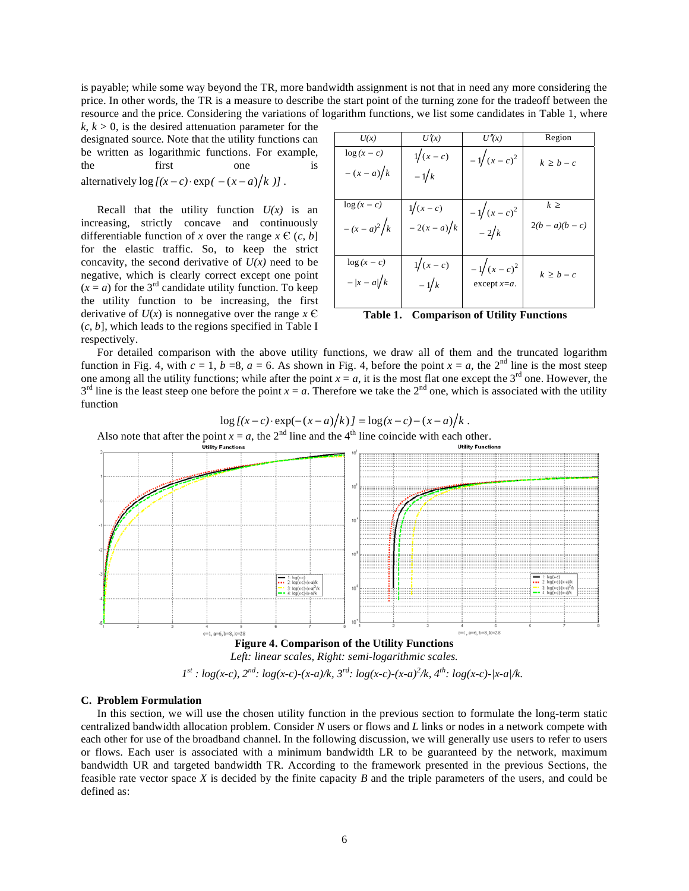is payable; while some way beyond the TR, more bandwidth assignment is not that in need any more considering the price. In other words, the TR is a measure to describe the start point of the turning zone for the tradeoff between the resource and the price. Considering the variations of logarithm functions, we list some candidates in Table 1, where $k$, $k > 0$, is the desired attenuation parameter for the designated source. Note that the utility functions can be written as logarithmic functions. For example, the first one is alternatively $\log[(x-c)\cdot\exp(-(x-a)/k)]$.

| $U(x)$ | $U'(x)$ | $U''(x)$ | Region |
|---|---|---|---|
| $\log(x-c) - (x-a)/k$ | $1/(x-c) - 1/k$ | $-1/(x-c)^2$ | $k \geq b-c$ |
| $\log(x-c) - (x-a)^2/k$ | $1/(x-c) - 2(x-a)/k$ | $-1/(x-c)^2 - 2/k$ | $k \geq 2(b-a)(b-c)$ |
| $\log(x-c) - \lvert x-a\rvert/k$ | $1/(x-c) - 1/k$ | $-1/(x-c)^2$ except $x=a$. | $k \geq b-c$ |

**Table 1. Comparison of Utility Functions**

Recall that the utility function $U(x)$ is an increasing, strictly concave and continuously differentiable function of $x$ over the range $x \in (c, b]$ for the elastic traffic. So, to keep the strict concavity, the second derivative of $U(x)$ need to be negative, which is clearly correct except one point ($x = a$) for the 3rd candidate utility function. To keep the utility function to be increasing, the first derivative of $U(x)$ is nonnegative over the range $x \in (c, b]$, which leads to the regions specified in Table I respectively.

For detailed comparison with the above utility functions, we draw all of them and the truncated logarithm function in Fig. 4, with $c = 1$, $b = 8$, $a = 6$. As shown in Fig. 4, before the point $x = a$, the 2nd line is the most steep one among all the utility functions; while after the point $x = a$, it is the most flat one except the 3rd one. However, the 3rd line is the least steep one before the point $x = a$. Therefore we take the 2nd one, which is associated with the utility function

$$\log[(x-c)\cdot\exp(-(x-a)/k)] = \log(x-c) - (x-a)/k.$$

Also note that after the point $x = a$, the 2nd line and the 4th line coincide with each other.

**Figure 4. Comparison of the Utility Functions**

*Left: linear scales, Right: semi-logarithmic scales.*

*1st : log(x-c), 2nd: log(x-c)-(x-a)/k, 3rd: log(x-c)-(x-a)²/k, 4th: log(x-c)-|x-a|/k.*

### C. Problem Formulation

In this section, we will use the chosen utility function in the previous section to formulate the long-term static centralized bandwidth allocation problem. Consider $N$ users or flows and $L$ links or nodes in a network compete with each other for use of the broadband channel. In the following discussion, we will generally use users to refer to users or flows. Each user is associated with a minimum bandwidth LR to be guaranteed by the network, maximum bandwidth UR and targeted bandwidth TR. According to the framework presented in the previous Sections, the feasible rate vector space $X$ is decided by the finite capacity $B$ and the triple parameters of the users, and could be defined as: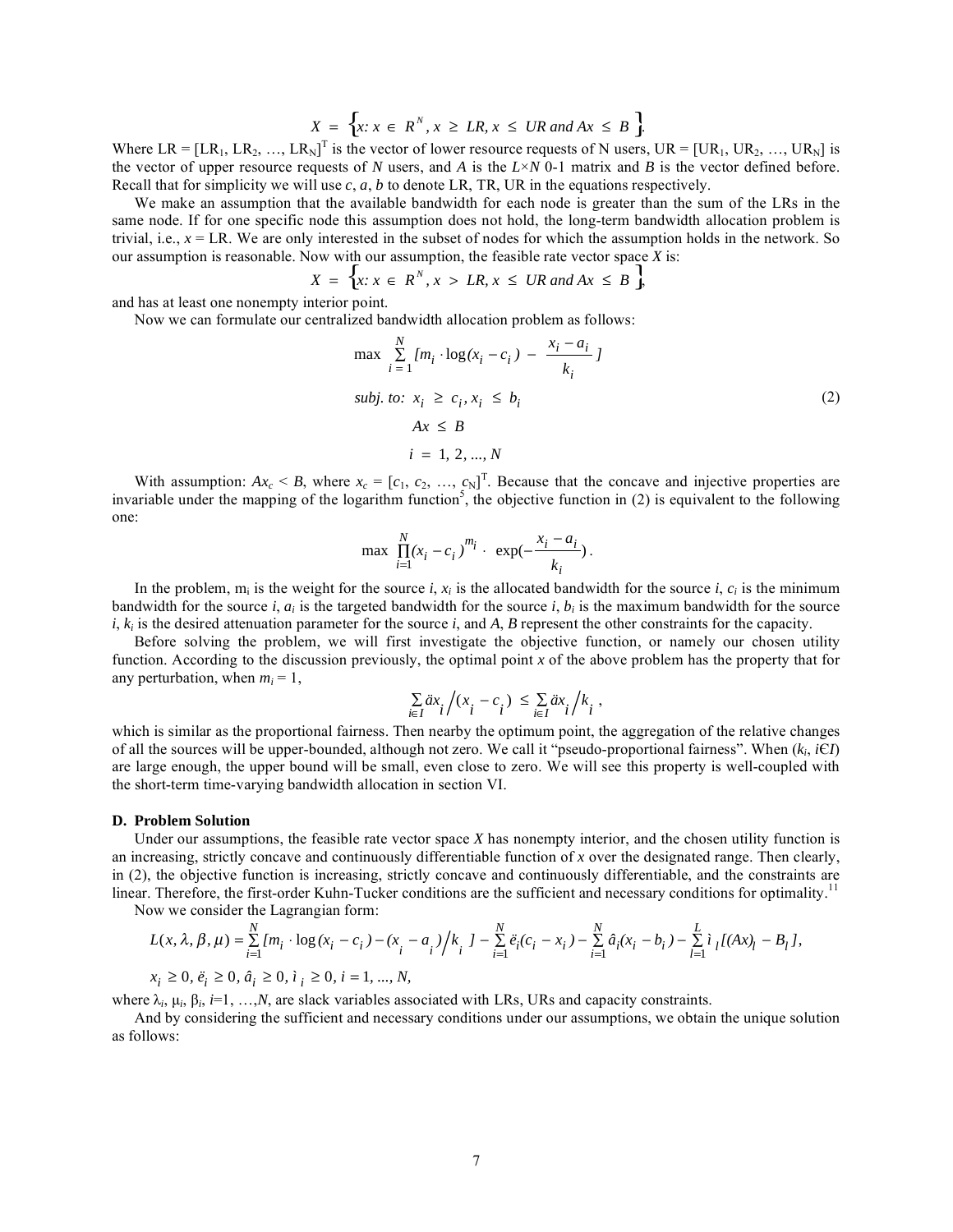$$X = \{x: x \in R^N, x \geq LR, x \leq UR \text{ and } Ax \leq B\}.$$

Where LR = $[LR_1, LR_2, \ldots, LR_N]^T$ is the vector of lower resource requests of N users, UR = $[UR_1, UR_2, \ldots, UR_N]$ is the vector of upper resource requests of $N$ users, and $A$ is the $L \times N$ 0-1 matrix and $B$ is the vector defined before. Recall that for simplicity we will use $c$, $a$, $b$ to denote LR, TR, UR in the equations respectively.

We make an assumption that the available bandwidth for each node is greater than the sum of the LRs in the same node. If for one specific node this assumption does not hold, the long-term bandwidth allocation problem is trivial, i.e., $x$ = LR. We are only interested in the subset of nodes for which the assumption holds in the network. So our assumption is reasonable. Now with our assumption, the feasible rate vector space $X$ is:

$$X = \{x: x \in R^N, x > LR, x \leq UR \text{ and } Ax \leq B\},$$

and has at least one nonempty interior point.

Now we can formulate our centralized bandwidth allocation problem as follows:

$$\max \sum_{i=1}^{N} [m_i \cdot \log(x_i - c_i) - \frac{x_i - a_i}{k_i}]$$
$$\text{subj. to: } x_i \geq c_i, x_i \leq b_i \qquad (2)$$
$$Ax \leq B$$
$$i = 1, 2, \ldots, N$$

With assumption: $Ax_c < B$, where $x_c = [c_1, c_2, \ldots, c_N]^T$. Because that the concave and injective properties are invariable under the mapping of the logarithm function[5], the objective function in (2) is equivalent to the following one:

$$\max \prod_{i=1}^{N} (x_i - c_i)^{m_i} \cdot \exp(-\frac{x_i - a_i}{k_i}).$$

In the problem, $m_i$ is the weight for the source $i$, $x_i$ is the allocated bandwidth for the source $i$, $c_i$ is the minimum bandwidth for the source $i$, $a_i$ is the targeted bandwidth for the source $i$, $b_i$ is the maximum bandwidth for the source $i$, $k_i$ is the desired attenuation parameter for the source $i$, and $A$, $B$ represent the other constraints for the capacity.

Before solving the problem, we will first investigate the objective function, or namely our chosen utility function. According to the discussion previously, the optimal point $x$ of the above problem has the property that for any perturbation, when $m_i = 1$,

$$\sum_{i \in I} \delta x_i \Big/ (x_i - c_i) \leq \sum_{i \in I} \delta x_i \Big/ k_i,$$

which is similar as the proportional fairness. Then nearby the optimum point, the aggregation of the relative changes of all the sources will be upper-bounded, although not zero. We call it "pseudo-proportional fairness". When ($k_i$, $i \in I$) are large enough, the upper bound will be small, even close to zero. We will see this property is well-coupled with the short-term time-varying bandwidth allocation in section VI.

### D. Problem Solution

Under our assumptions, the feasible rate vector space $X$ has nonempty interior, and the chosen utility function is an increasing, strictly concave and continuously differentiable function of $x$ over the designated range. Then clearly, in (2), the objective function is increasing, strictly concave and continuously differentiable, and the constraints are linear. Therefore, the first-order Kuhn-Tucker conditions are the sufficient and necessary conditions for optimality.[11]

Now we consider the Lagrangian form:

$$L(x, \lambda, \beta, \mu) = \sum_{i=1}^{N} [m_i \cdot \log(x_i - c_i) - (x_i - a_i) \big/ k_i] - \sum_{i=1}^{N} \lambda_i (c_i - x_i) - \sum_{i=1}^{N} \beta_i (x_i - b_i) - \sum_{l=1}^{L} \mu_l [(Ax)_l - B_l],$$

$$x_i \geq 0, \lambda_i \geq 0, \beta_i \geq 0, \mu_i \geq 0, i = 1, \ldots, N,$$

where $\lambda_i$, $\mu_i$, $\beta_i$, $i$=1, …,$N$, are slack variables associated with LRs, URs and capacity constraints.

And by considering the sufficient and necessary conditions under our assumptions, we obtain the unique solution as follows: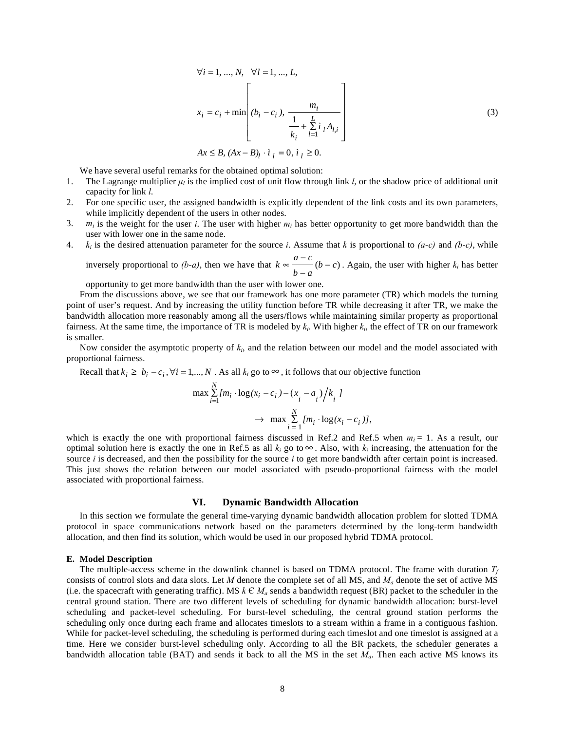$$\forall i = 1, ..., N, \quad \forall l = 1, ..., L,$$

$$x_i = c_i + \min\left[ (b_i - c_i), \ \frac{m_i}{\dfrac{1}{k_i} + \sum_{l=1}^{L} \mu_l A_{l,i}} \right] \tag{3}$$

$$Ax \leq B, (Ax - B)_l \cdot \mu_l = 0, \mu_l \geq 0.$$

We have several useful remarks for the obtained optimal solution:

1. The Lagrange multiplier $\mu_l$ is the implied cost of unit flow through link $l$, or the shadow price of additional unit capacity for link $l$.
2. For one specific user, the assigned bandwidth is explicitly dependent of the link costs and its own parameters, while implicitly dependent of the users in other nodes.
3. $m_i$ is the weight for the user $i$. The user with higher $m_i$ has better opportunity to get more bandwidth than the user with lower one in the same node.
4. $k_i$ is the desired attenuation parameter for the source $i$. Assume that $k$ is proportional to $(a-c)$ and $(b-c)$, while inversely proportional to $(b-a)$, then we have that $k \propto \frac{a-c}{b-a}(b-c)$. Again, the user with higher $k_i$ has better opportunity to get more bandwidth than the user with lower one.

From the discussions above, we see that our framework has one more parameter (TR) which models the turning point of user's request. And by increasing the utility function before TR while decreasing it after TR, we make the bandwidth allocation more reasonably among all the users/flows while maintaining similar property as proportional fairness. At the same time, the importance of TR is modeled by $k_i$. With higher $k_i$, the effect of TR on our framework is smaller.

Now consider the asymptotic property of $k_i$, and the relation between our model and the model associated with proportional fairness.

Recall that $k_i \geq b_i - c_i, \forall i = 1,..., N$ . As all $k_i$ go to $\infty$, it follows that our objective function

$$\max \sum_{i=1}^{N} [m_i \cdot \log(x_i - c_i) - (x_i - a_i)/k_i]$$

$$\rightarrow \max \sum_{i=1}^{N} [m_i \cdot \log(x_i - c_i)],$$

which is exactly the one with proportional fairness discussed in Ref.2 and Ref.5 when $m_i = 1$. As a result, our optimal solution here is exactly the one in Ref.5 as all $k_i$ go to $\infty$. Also, with $k_i$ increasing, the attenuation for the source $i$ is decreased, and then the possibility for the source $i$ to get more bandwidth after certain point is increased. This just shows the relation between our model associated with pseudo-proportional fairness with the model associated with proportional fairness.

## VI. Dynamic Bandwidth Allocation

In this section we formulate the general time-varying dynamic bandwidth allocation problem for slotted TDMA protocol in space communications network based on the parameters determined by the long-term bandwidth allocation, and then find its solution, which would be used in our proposed hybrid TDMA protocol.

### E. Model Description

The multiple-access scheme in the downlink channel is based on TDMA protocol. The frame with duration $T_f$ consists of control slots and data slots. Let $M$ denote the complete set of all MS, and $M_a$ denote the set of active MS (i.e. the spacecraft with generating traffic). MS $k \in M_a$ sends a bandwidth request (BR) packet to the scheduler in the central ground station. There are two different levels of scheduling for dynamic bandwidth allocation: burst-level scheduling and packet-level scheduling. For burst-level scheduling, the central ground station performs the scheduling only once during each frame and allocates timeslots to a stream within a frame in a contiguous fashion. While for packet-level scheduling, the scheduling is performed during each timeslot and one timeslot is assigned at a time. Here we consider burst-level scheduling only. According to all the BR packets, the scheduler generates a bandwidth allocation table (BAT) and sends it back to all the MS in the set $M_a$. Then each active MS knows its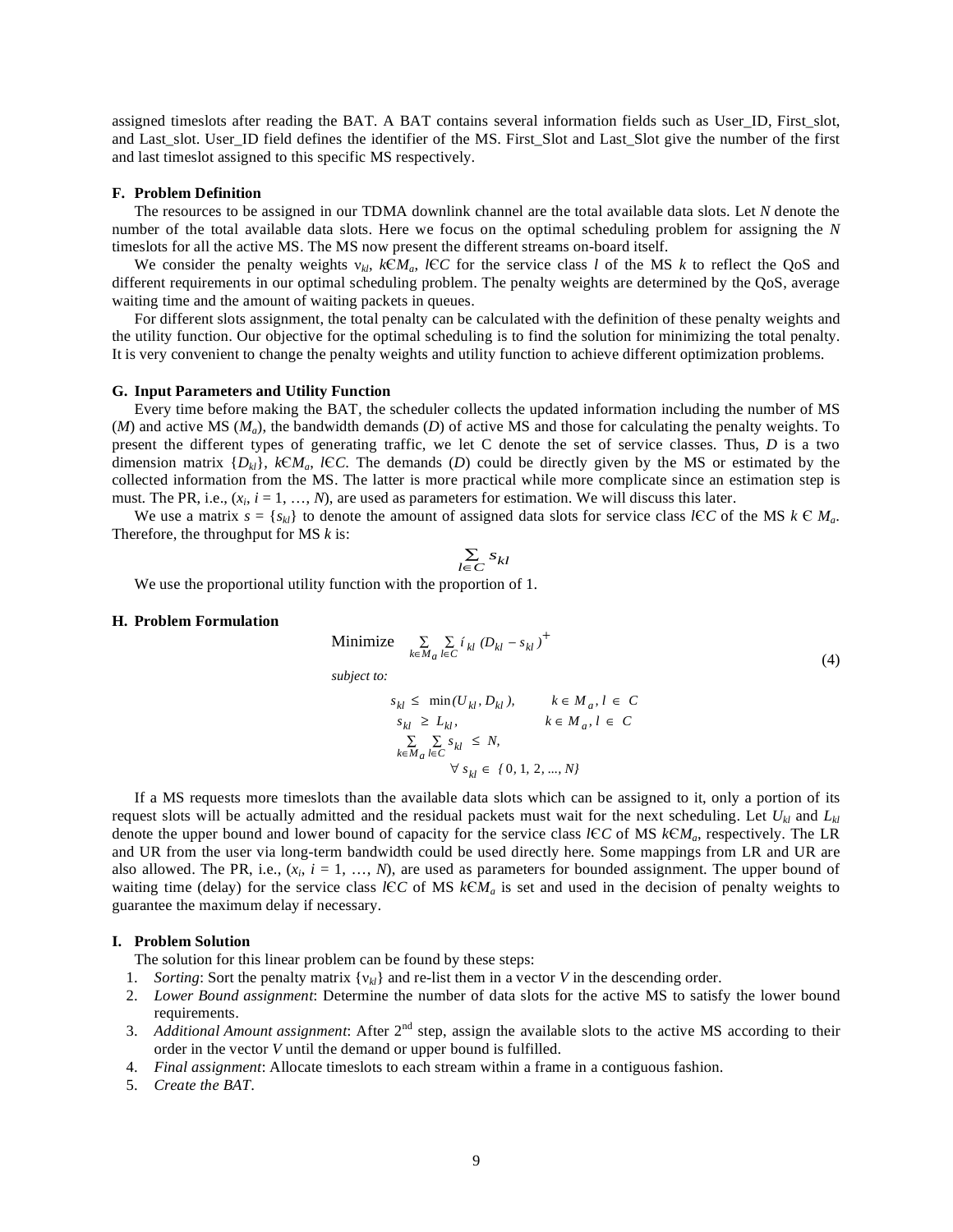assigned timeslots after reading the BAT. A BAT contains several information fields such as User_ID, First_slot, and Last_slot. User_ID field defines the identifier of the MS. First_Slot and Last_Slot give the number of the first and last timeslot assigned to this specific MS respectively.

### F. Problem Definition

The resources to be assigned in our TDMA downlink channel are the total available data slots. Let $N$ denote the number of the total available data slots. Here we focus on the optimal scheduling problem for assigning the $N$ timeslots for all the active MS. The MS now present the different streams on-board itself.

We consider the penalty weights $v_{kl}$, $k \in M_a$, $l \in C$ for the service class $l$ of the MS $k$ to reflect the QoS and different requirements in our optimal scheduling problem. The penalty weights are determined by the QoS, average waiting time and the amount of waiting packets in queues.

For different slots assignment, the total penalty can be calculated with the definition of these penalty weights and the utility function. Our objective for the optimal scheduling is to find the solution for minimizing the total penalty. It is very convenient to change the penalty weights and utility function to achieve different optimization problems.

### G. Input Parameters and Utility Function

Every time before making the BAT, the scheduler collects the updated information including the number of MS ($M$) and active MS ($M_a$), the bandwidth demands ($D$) of active MS and those for calculating the penalty weights. To present the different types of generating traffic, we let C denote the set of service classes. Thus, $D$ is a two dimension matrix $\{D_{kl}\}$, $k \in M_a$, $l \in C$. The demands ($D$) could be directly given by the MS or estimated by the collected information from the MS. The latter is more practical while more complicate since an estimation step is must. The PR, i.e., ($x_i$, $i = 1, \ldots, N$), are used as parameters for estimation. We will discuss this later.

We use a matrix $s = \{s_{kl}\}$ to denote the amount of assigned data slots for service class $l \in C$ of the MS $k \in M_a$. Therefore, the throughput for MS $k$ is:

$$\sum_{l \in C} s_{kl}$$

We use the proportional utility function with the proportion of 1.

### H. Problem Formulation

$$\text{Minimize} \quad \sum_{k \in M_a} \sum_{l \in C} v_{kl} \left( D_{kl} - s_{kl} \right)^{+} \tag{4}$$

*subject to:*

$$s_{kl} \le \min(U_{kl}, D_{kl}), \qquad k \in M_a, l \in C$$
$$s_{kl} \ge L_{kl}, \qquad k \in M_a, l \in C$$
$$\sum_{k \in M_a} \sum_{l \in C} s_{kl} \le N,$$
$$\forall\, s_{kl} \in \{0, 1, 2, \ldots, N\}$$

If a MS requests more timeslots than the available data slots which can be assigned to it, only a portion of its request slots will be actually admitted and the residual packets must wait for the next scheduling. Let $U_{kl}$ and $L_{kl}$ denote the upper bound and lower bound of capacity for the service class $l \in C$ of MS $k \in M_a$, respectively. The LR and UR from the user via long-term bandwidth could be used directly here. Some mappings from LR and UR are also allowed. The PR, i.e., ($x_i$, $i = 1, \ldots, N$), are used as parameters for bounded assignment. The upper bound of waiting time (delay) for the service class $l \in C$ of MS $k \in M_a$ is set and used in the decision of penalty weights to guarantee the maximum delay if necessary.

### I. Problem Solution

The solution for this linear problem can be found by these steps:

1. *Sorting*: Sort the penalty matrix $\{v_{kl}\}$ and re-list them in a vector $V$ in the descending order.
2. *Lower Bound assignment*: Determine the number of data slots for the active MS to satisfy the lower bound requirements.
3. *Additional Amount assignment*: After 2nd step, assign the available slots to the active MS according to their order in the vector $V$ until the demand or upper bound is fulfilled.
4. *Final assignment*: Allocate timeslots to each stream within a frame in a contiguous fashion.
5. *Create the BAT*.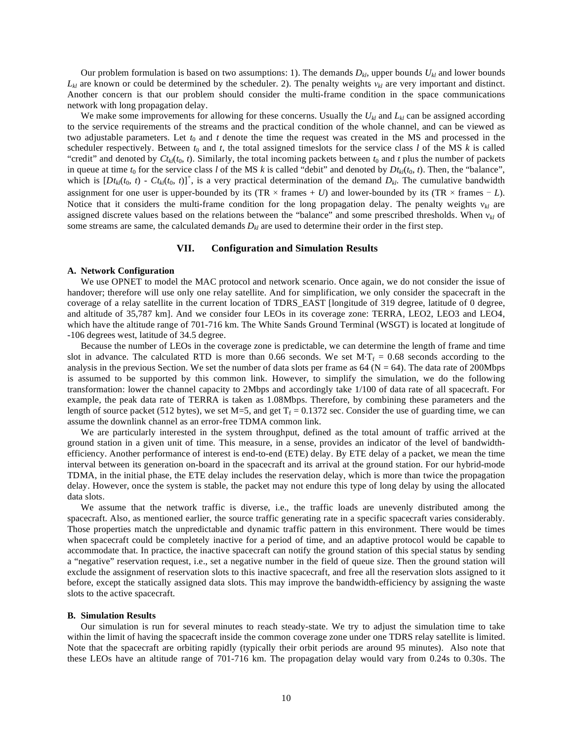Our problem formulation is based on two assumptions: 1). The demands $D_{kl}$, upper bounds $U_{kl}$ and lower bounds $L_{kl}$ are known or could be determined by the scheduler. 2). The penalty weights $v_{kl}$ are very important and distinct. Another concern is that our problem should consider the multi-frame condition in the space communications network with long propagation delay.

We make some improvements for allowing for these concerns. Usually the $U_{kl}$ and $L_{kl}$ can be assigned according to the service requirements of the streams and the practical condition of the whole channel, and can be viewed as two adjustable parameters. Let $t_0$ and $t$ denote the time the request was created in the MS and processed in the scheduler respectively. Between $t_0$ and $t$, the total assigned timeslots for the service class $l$ of the MS $k$ is called "credit" and denoted by $Ct_{kl}(t_0, t)$. Similarly, the total incoming packets between $t_0$ and $t$ plus the number of packets in queue at time $t_0$ for the service class $l$ of the MS $k$ is called "debit" and denoted by $Dt_{kl}(t_0, t)$. Then, the "balance", which is $[Dt_{kl}(t_0, t) - Ct_{kl}(t_0, t)]^+$, is a very practical determination of the demand $D_{kl}$. The cumulative bandwidth assignment for one user is upper-bounded by its (TR × frames + $U$) and lower-bounded by its (TR × frames − $L$). Notice that it considers the multi-frame condition for the long propagation delay. The penalty weights $v_{kl}$ are assigned discrete values based on the relations between the "balance" and some prescribed thresholds. When $v_{kl}$ of some streams are same, the calculated demands $D_{kl}$ are used to determine their order in the first step.

## VII. Configuration and Simulation Results

### A. Network Configuration

We use OPNET to model the MAC protocol and network scenario. Once again, we do not consider the issue of handover; therefore will use only one relay satellite. And for simplification, we only consider the spacecraft in the coverage of a relay satellite in the current location of TDRS_EAST [longitude of 319 degree, latitude of 0 degree, and altitude of 35,787 km]. And we consider four LEOs in its coverage zone: TERRA, LEO2, LEO3 and LEO4, which have the altitude range of 701-716 km. The White Sands Ground Terminal (WSGT) is located at longitude of -106 degrees west, latitude of 34.5 degree.

Because the number of LEOs in the coverage zone is predictable, we can determine the length of frame and time slot in advance. The calculated RTD is more than 0.66 seconds. We set $M \cdot T_f = 0.68$ seconds according to the analysis in the previous Section. We set the number of data slots per frame as 64 ($N = 64$). The data rate of 200Mbps is assumed to be supported by this common link. However, to simplify the simulation, we do the following transformation: lower the channel capacity to 2Mbps and accordingly take 1/100 of data rate of all spacecraft. For example, the peak data rate of TERRA is taken as 1.08Mbps. Therefore, by combining these parameters and the length of source packet (512 bytes), we set M=5, and get $T_f = 0.1372$ sec. Consider the use of guarding time, we can assume the downlink channel as an error-free TDMA common link.

We are particularly interested in the system throughput, defined as the total amount of traffic arrived at the ground station in a given unit of time. This measure, in a sense, provides an indicator of the level of bandwidth-efficiency. Another performance of interest is end-to-end (ETE) delay. By ETE delay of a packet, we mean the time interval between its generation on-board in the spacecraft and its arrival at the ground station. For our hybrid-mode TDMA, in the initial phase, the ETE delay includes the reservation delay, which is more than twice the propagation delay. However, once the system is stable, the packet may not endure this type of long delay by using the allocated data slots.

We assume that the network traffic is diverse, i.e., the traffic loads are unevenly distributed among the spacecraft. Also, as mentioned earlier, the source traffic generating rate in a specific spacecraft varies considerably. Those properties match the unpredictable and dynamic traffic pattern in this environment. There would be times when spacecraft could be completely inactive for a period of time, and an adaptive protocol would be capable to accommodate that. In practice, the inactive spacecraft can notify the ground station of this special status by sending a "negative" reservation request, i.e., set a negative number in the field of queue size. Then the ground station will exclude the assignment of reservation slots to this inactive spacecraft, and free all the reservation slots assigned to it before, except the statically assigned data slots. This may improve the bandwidth-efficiency by assigning the waste slots to the active spacecraft.

### B. Simulation Results

Our simulation is run for several minutes to reach steady-state. We try to adjust the simulation time to take within the limit of having the spacecraft inside the common coverage zone under one TDRS relay satellite is limited. Note that the spacecraft are orbiting rapidly (typically their orbit periods are around 95 minutes). Also note that these LEOs have an altitude range of 701-716 km. The propagation delay would vary from 0.24s to 0.30s. The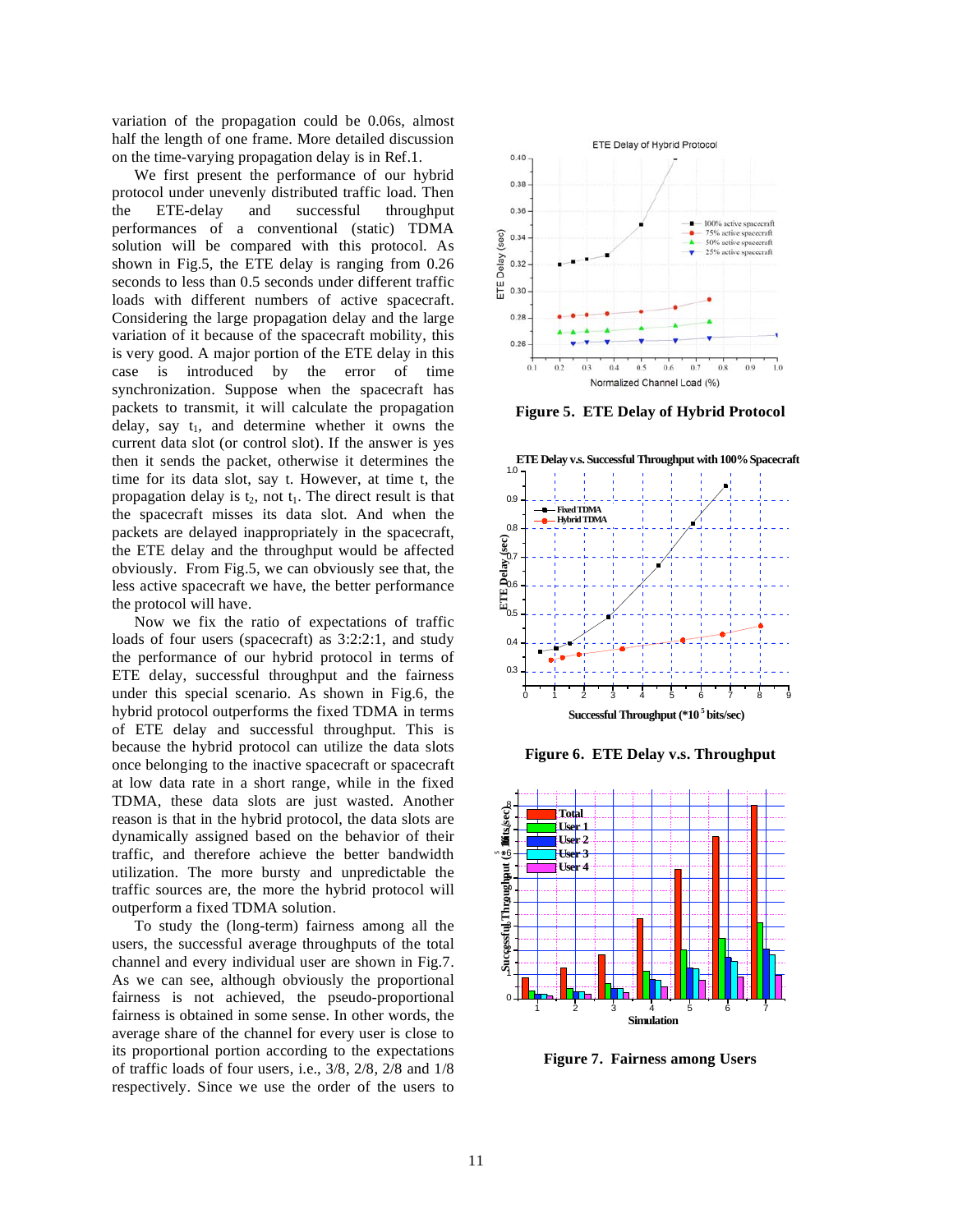variation of the propagation could be 0.06s, almost half the length of one frame. More detailed discussion on the time-varying propagation delay is in Ref.1.

We first present the performance of our hybrid protocol under unevenly distributed traffic load. Then the ETE-delay and successful throughput performances of a conventional (static) TDMA solution will be compared with this protocol. As shown in Fig.5, the ETE delay is ranging from 0.26 seconds to less than 0.5 seconds under different traffic loads with different numbers of active spacecraft. Considering the large propagation delay and the large variation of it because of the spacecraft mobility, this is very good. A major portion of the ETE delay in this case is introduced by the error of time synchronization. Suppose when the spacecraft has packets to transmit, it will calculate the propagation delay, say $t_1$, and determine whether it owns the current data slot (or control slot). If the answer is yes then it sends the packet, otherwise it determines the time for its data slot, say t. However, at time t, the propagation delay is $t_2$, not $t_1$. The direct result is that the spacecraft misses its data slot. And when the packets are delayed inappropriately in the spacecraft, the ETE delay and the throughput would be affected obviously. From Fig.5, we can obviously see that, the less active spacecraft we have, the better performance the protocol will have.

Now we fix the ratio of expectations of traffic loads of four users (spacecraft) as 3:2:2:1, and study the performance of our hybrid protocol in terms of ETE delay, successful throughput and the fairness under this special scenario. As shown in Fig.6, the hybrid protocol outperforms the fixed TDMA in terms of ETE delay and successful throughput. This is because the hybrid protocol can utilize the data slots once belonging to the inactive spacecraft or spacecraft at low data rate in a short range, while in the fixed TDMA, these data slots are just wasted. Another reason is that in the hybrid protocol, the data slots are dynamically assigned based on the behavior of their traffic, and therefore achieve the better bandwidth utilization. The more bursty and unpredictable the traffic sources are, the more the hybrid protocol will outperform a fixed TDMA solution.

To study the (long-term) fairness among all the users, the successful average throughputs of the total channel and every individual user are shown in Fig.7. As we can see, although obviously the proportional fairness is not achieved, the pseudo-proportional fairness is obtained in some sense. In other words, the average share of the channel for every user is close to its proportional portion according to the expectations of traffic loads of four users, i.e., 3/8, 2/8, 2/8 and 1/8 respectively. Since we use the order of the users to

**Figure 5. ETE Delay of Hybrid Protocol**

**Figure 6. ETE Delay v.s. Throughput**

**Figure 7. Fairness among Users**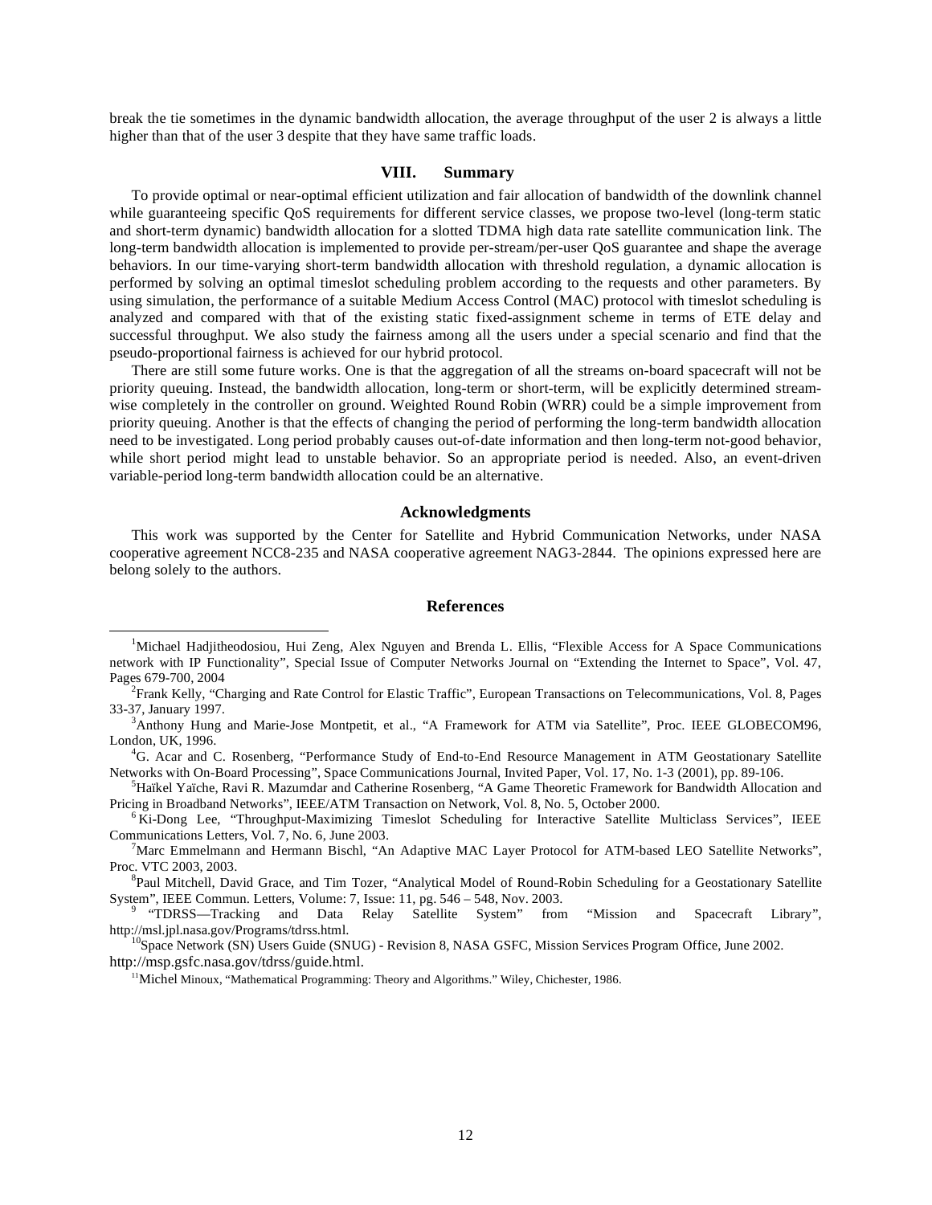break the tie sometimes in the dynamic bandwidth allocation, the average throughput of the user 2 is always a little higher than that of the user 3 despite that they have same traffic loads.

## VIII. Summary

To provide optimal or near-optimal efficient utilization and fair allocation of bandwidth of the downlink channel while guaranteeing specific QoS requirements for different service classes, we propose two-level (long-term static and short-term dynamic) bandwidth allocation for a slotted TDMA high data rate satellite communication link. The long-term bandwidth allocation is implemented to provide per-stream/per-user QoS guarantee and shape the average behaviors. In our time-varying short-term bandwidth allocation with threshold regulation, a dynamic allocation is performed by solving an optimal timeslot scheduling problem according to the requests and other parameters. By using simulation, the performance of a suitable Medium Access Control (MAC) protocol with timeslot scheduling is analyzed and compared with that of the existing static fixed-assignment scheme in terms of ETE delay and successful throughput. We also study the fairness among all the users under a special scenario and find that the pseudo-proportional fairness is achieved for our hybrid protocol.

There are still some future works. One is that the aggregation of all the streams on-board spacecraft will not be priority queuing. Instead, the bandwidth allocation, long-term or short-term, will be explicitly determined stream-wise completely in the controller on ground. Weighted Round Robin (WRR) could be a simple improvement from priority queuing. Another is that the effects of changing the period of performing the long-term bandwidth allocation need to be investigated. Long period probably causes out-of-date information and then long-term not-good behavior, while short period might lead to unstable behavior. So an appropriate period is needed. Also, an event-driven variable-period long-term bandwidth allocation could be an alternative.

## Acknowledgments

This work was supported by the Center for Satellite and Hybrid Communication Networks, under NASA cooperative agreement NCC8-235 and NASA cooperative agreement NAG3-2844. The opinions expressed here are belong solely to the authors.

## References

[1] Michael Hadjitheodosiou, Hui Zeng, Alex Nguyen and Brenda L. Ellis, "Flexible Access for A Space Communications network with IP Functionality", Special Issue of Computer Networks Journal on "Extending the Internet to Space", Vol. 47, Pages 679-700, 2004

[2] Frank Kelly, "Charging and Rate Control for Elastic Traffic", European Transactions on Telecommunications, Vol. 8, Pages 33-37, January 1997.

[3] Anthony Hung and Marie-Jose Montpetit, et al., "A Framework for ATM via Satellite", Proc. IEEE GLOBECOM96, London, UK, 1996.

[4] G. Acar and C. Rosenberg, "Performance Study of End-to-End Resource Management in ATM Geostationary Satellite Networks with On-Board Processing", Space Communications Journal, Invited Paper, Vol. 17, No. 1-3 (2001), pp. 89-106.

[5] Haïkel Yaïche, Ravi R. Mazumdar and Catherine Rosenberg, "A Game Theoretic Framework for Bandwidth Allocation and Pricing in Broadband Networks", IEEE/ATM Transaction on Network, Vol. 8, No. 5, October 2000.

[6] Ki-Dong Lee, "Throughput-Maximizing Timeslot Scheduling for Interactive Satellite Multiclass Services", IEEE Communications Letters, Vol. 7, No. 6, June 2003.

[7] Marc Emmelmann and Hermann Bischl, "An Adaptive MAC Layer Protocol for ATM-based LEO Satellite Networks", Proc. VTC 2003, 2003.

[8] Paul Mitchell, David Grace, and Tim Tozer, "Analytical Model of Round-Robin Scheduling for a Geostationary Satellite System", IEEE Commun. Letters, Volume: 7, Issue: 11, pg. 546 – 548, Nov. 2003.

[9] "TDRSS—Tracking and Data Relay Satellite System" from "Mission and Spacecraft Library", http://msl.jpl.nasa.gov/Programs/tdrss.html.

[10] Space Network (SN) Users Guide (SNUG) - Revision 8, NASA GSFC, Mission Services Program Office, June 2002. http://msp.gsfc.nasa.gov/tdrss/guide.html.

[11] Michel Minoux, "Mathematical Programming: Theory and Algorithms." Wiley, Chichester, 1986.